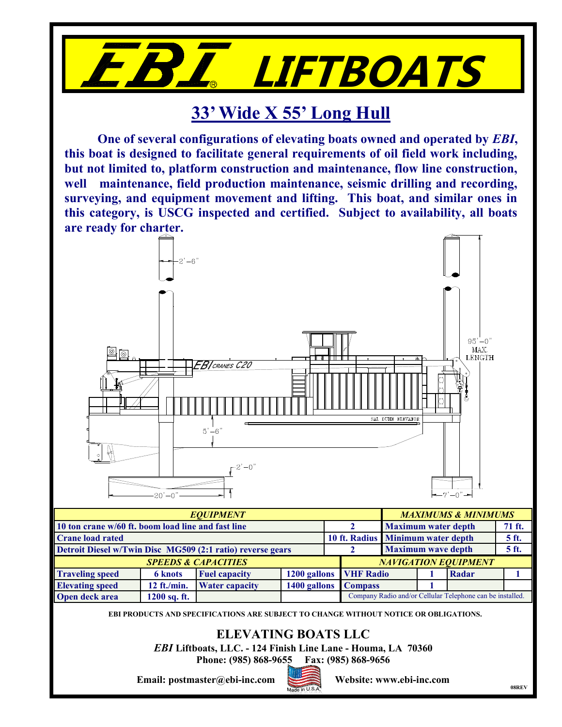# EBI® LIFTBOATS

## 33' Wide X 55' Long Hull

**One of several configurations of elevating boats owned and operated by *EBI*, this boat is designed to facilitate general requirements of oil field work including, but not limited to, platform construction and maintenance, flow line construction, well maintenance, field production maintenance, seismic drilling and recording, surveying, and equipment movement and lifting. This boat, and similar ones in this category, is USCG inspected and certified. Subject to availability, all boats are ready for charter.**

2'–6"

95'–0" MAX. LENGTH

EBI CRANES C20

5'–6"

SAL DUHE ELEVATOR

2'–0"

20'–0"

7'–0"

| *EQUIPMENT* | | *MAXIMUMS & MINIMUMS* | |
|---|---|---|---|
| 10 ton crane w/60 ft. boom load line and fast line | 2 | Maximum water depth | 71 ft. |
| Crane load rated | 10 ft. Radius | Minimum water depth | 5 ft. |
| Detroit Diesel w/Twin Disc MG509 (2:1 ratio) reverse gears | 2 | Maximum wave depth | 5 ft. |

| *SPEEDS & CAPACITIES* | | | | *NAVIGATION EQUIPMENT* | | | |
|---|---|---|---|---|---|---|---|
| Traveling speed | 6 knots | Fuel capacity | 1200 gallons | VHF Radio | 1 | Radar | 1 |
| Elevating speed | 12 ft./min. | Water capacity | 1400 gallons | Compass | 1 | | |
| Open deck area | 1200 sq. ft. | | | Company Radio and/or Cellular Telephone can be installed. | | | |

**EBI PRODUCTS AND SPECIFICATIONS ARE SUBJECT TO CHANGE WITHOUT NOTICE OR OBLIGATIONS.**

**ELEVATING BOATS LLC**

***EBI* Liftboats, LLC. - 124 Finish Line Lane - Houma, LA 70360**

**Phone: (985) 868-9655 Fax: (985) 868-9656**

**Email: postmaster@ebi-inc.com** Made in U.S.A. **Website: www.ebi-inc.com**

08REV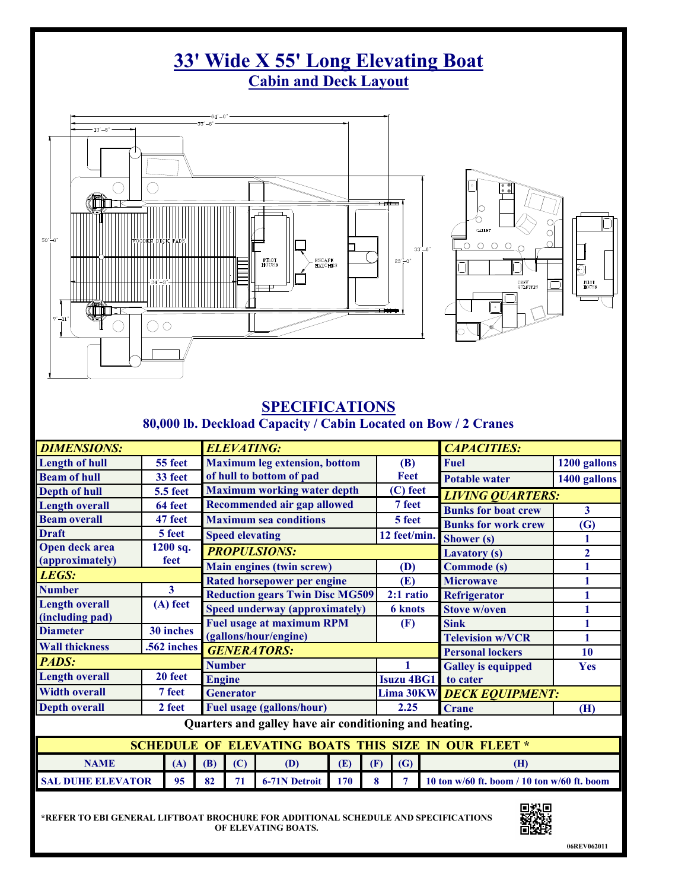# 33' Wide X 55' Long Elevating Boat

## Cabin and Deck Layout

64'-0"
55'-6"
13'-6"
50'-6"
WOODEN DECK PADS
PILOT HOUSE
ESCAPE HATCHES
33'-6"
23'-0"
34'-0"
7'-11"
GALLEY
CREW QUARTERS
PILOT HOUSE

## SPECIFICATIONS

**80,000 lb. Deckload Capacity / Cabin Located on Bow / 2 Cranes**

| | |
|---|---|
| ***DIMENSIONS:*** | |
| **Length of hull** | **55 feet** |
| **Beam of hull** | **33 feet** |
| **Depth of hull** | **5.5 feet** |
| **Length overall** | **64 feet** |
| **Beam overall** | **47 feet** |
| **Draft** | **5 feet** |
| **Open deck area (approximately)** | **1200 sq. feet** |
| ***LEGS:*** | |
| **Number** | **3** |
| **Length overall (including pad)** | **(A) feet** |
| **Diameter** | **30 inches** |
| **Wall thickness** | **.562 inches** |
| ***PADS:*** | |
| **Length overall** | **20 feet** |
| **Width overall** | **7 feet** |
| **Depth overall** | **2 feet** |

| | |
|---|---|
| ***ELEVATING:*** | |
| **Maximum leg extension, bottom of hull to bottom of pad** | **(B) Feet** |
| **Maximum working water depth** | **(C) feet** |
| **Recommended air gap allowed** | **7 feet** |
| **Maximum sea conditions** | **5 feet** |
| **Speed elevating** | **12 feet/min.** |
| ***PROPULSIONS:*** | |
| **Main engines (twin screw)** | **(D)** |
| **Rated horsepower per engine** | **(E)** |
| **Reduction gears Twin Disc MG509** | **2:1 ratio** |
| **Speed underway (approximately)** | **6 knots** |
| **Fuel usage at maximum RPM (gallons/hour/engine)** | **(F)** |
| ***GENERATORS:*** | |
| **Number** | **1** |
| **Engine** | **Isuzu 4BG1** |
| **Generator** | **Lima 30KW** |
| **Fuel usage (gallons/hour)** | **2.25** |

| | |
|---|---|
| ***CAPACITIES:*** | |
| **Fuel** | **1200 gallons** |
| **Potable water** | **1400 gallons** |
| ***LIVING QUARTERS:*** | |
| **Bunks for boat crew** | **3** |
| **Bunks for work crew** | **(G)** |
| **Shower (s)** | **1** |
| **Lavatory (s)** | **2** |
| **Commode (s)** | **1** |
| **Microwave** | **1** |
| **Refrigerator** | **1** |
| **Stove w/oven** | **1** |
| **Sink** | **1** |
| **Television w/VCR** | **1** |
| **Personal lockers** | **10** |
| **Galley is equipped to cater** | **Yes** |
| ***DECK EQUIPMENT:*** | |
| **Crane** | **(H)** |

**Quarters and galley have air conditioning and heating.**

**SCHEDULE OF ELEVATING BOATS THIS SIZE IN OUR FLEET \***

| NAME | (A) | (B) | (C) | (D) | (E) | (F) | (G) | (H) |
|---|---|---|---|---|---|---|---|---|
| SAL DUHE ELEVATOR | 95 | 82 | 71 | 6-71N Detroit | 170 | 8 | 7 | 10 ton w/60 ft. boom / 10 ton w/60 ft. boom |

**\*REFER TO EBI GENERAL LIFTBOAT BROCHURE FOR ADDITIONAL SCHEDULE AND SPECIFICATIONS OF ELEVATING BOATS.**

06REV062011